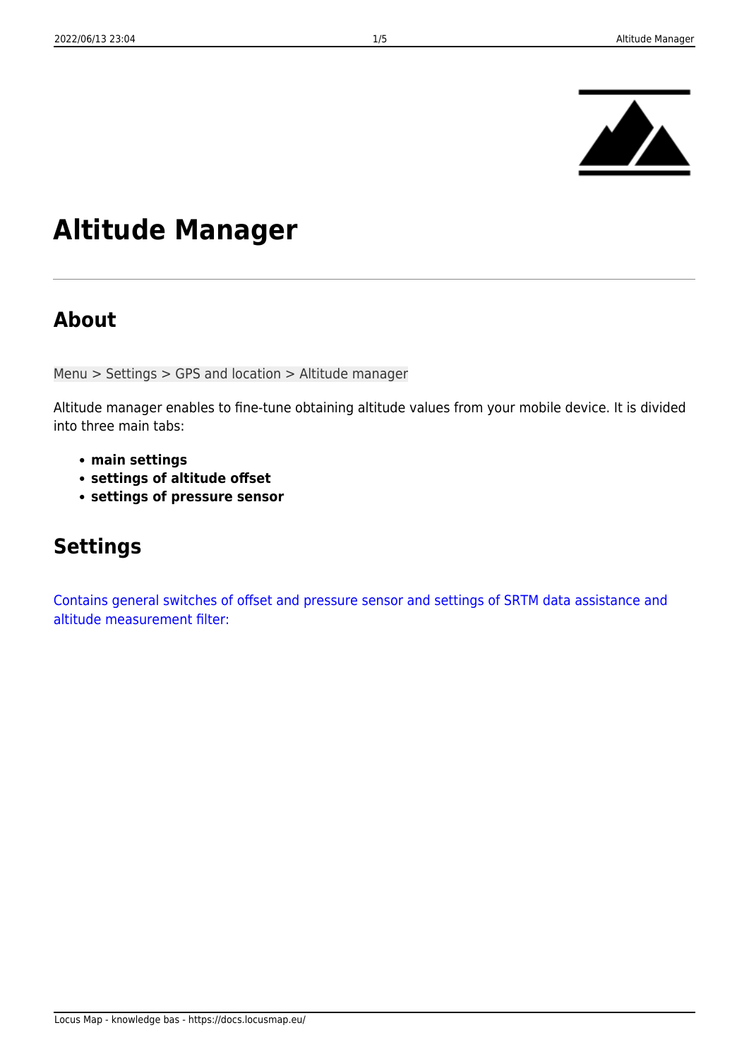# Altitude Manager

## About

Menu > Settings > GPS and location > Altitude manager

Altitude manager enables to fine-tune obtaining altitude values from your mobile device. It is divided into three main tabs:

- **main settings**
- **settings of altitude offset**
- **settings of pressure sensor**

## Settings

Contains general switches of offset and pressure sensor and settings of SRTM data assistance and altitude measurement filter: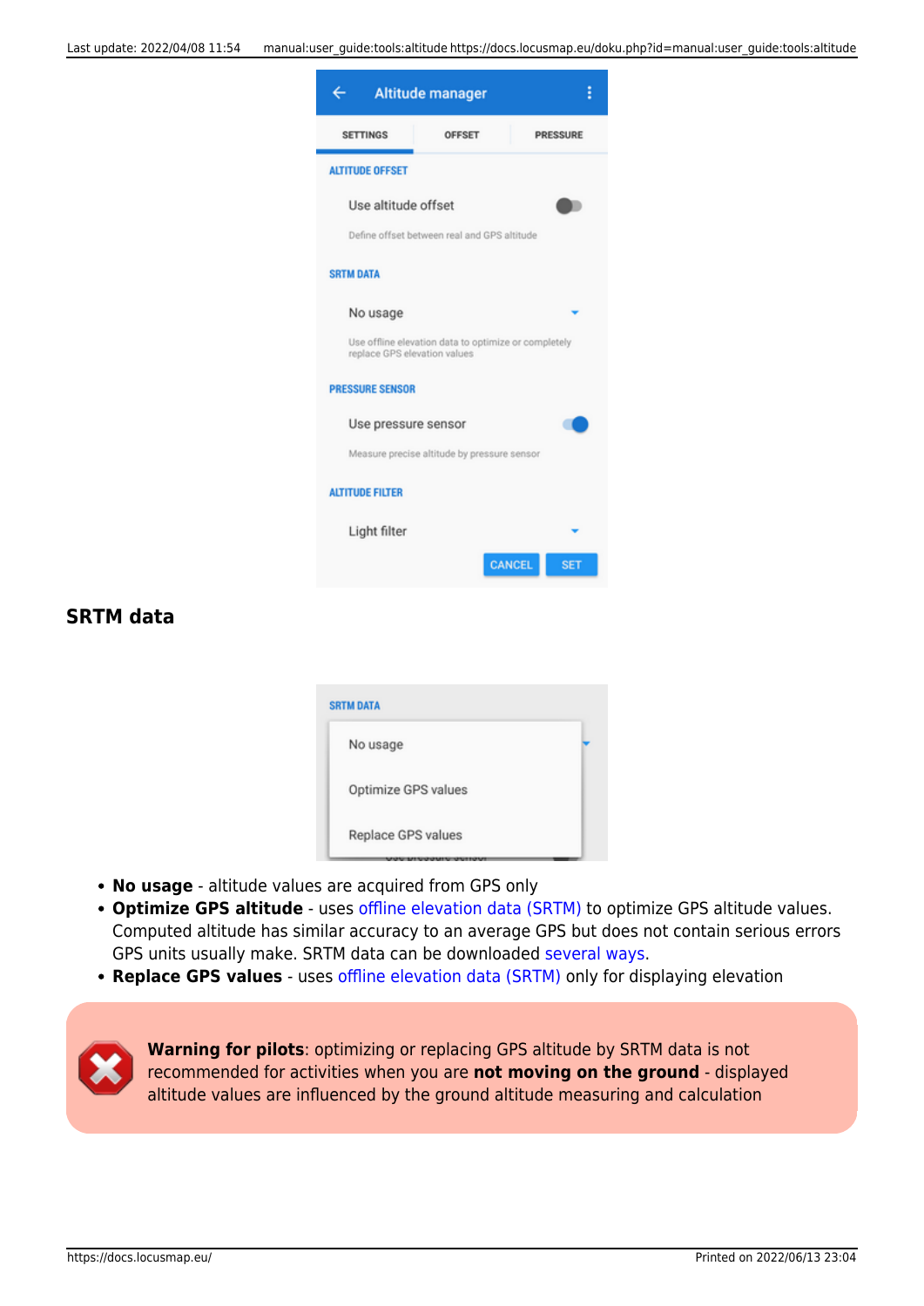## SRTM data

- **No usage** - altitude values are acquired from GPS only
- **Optimize GPS altitude** - uses offline elevation data (SRTM) to optimize GPS altitude values. Computed altitude has similar accuracy to an average GPS but does not contain serious errors GPS units usually make. SRTM data can be downloaded several ways.
- **Replace GPS values** - uses offline elevation data (SRTM) only for displaying elevation

**Warning for pilots**: optimizing or replacing GPS altitude by SRTM data is not recommended for activities when you are **not moving on the ground** - displayed altitude values are influenced by the ground altitude measuring and calculation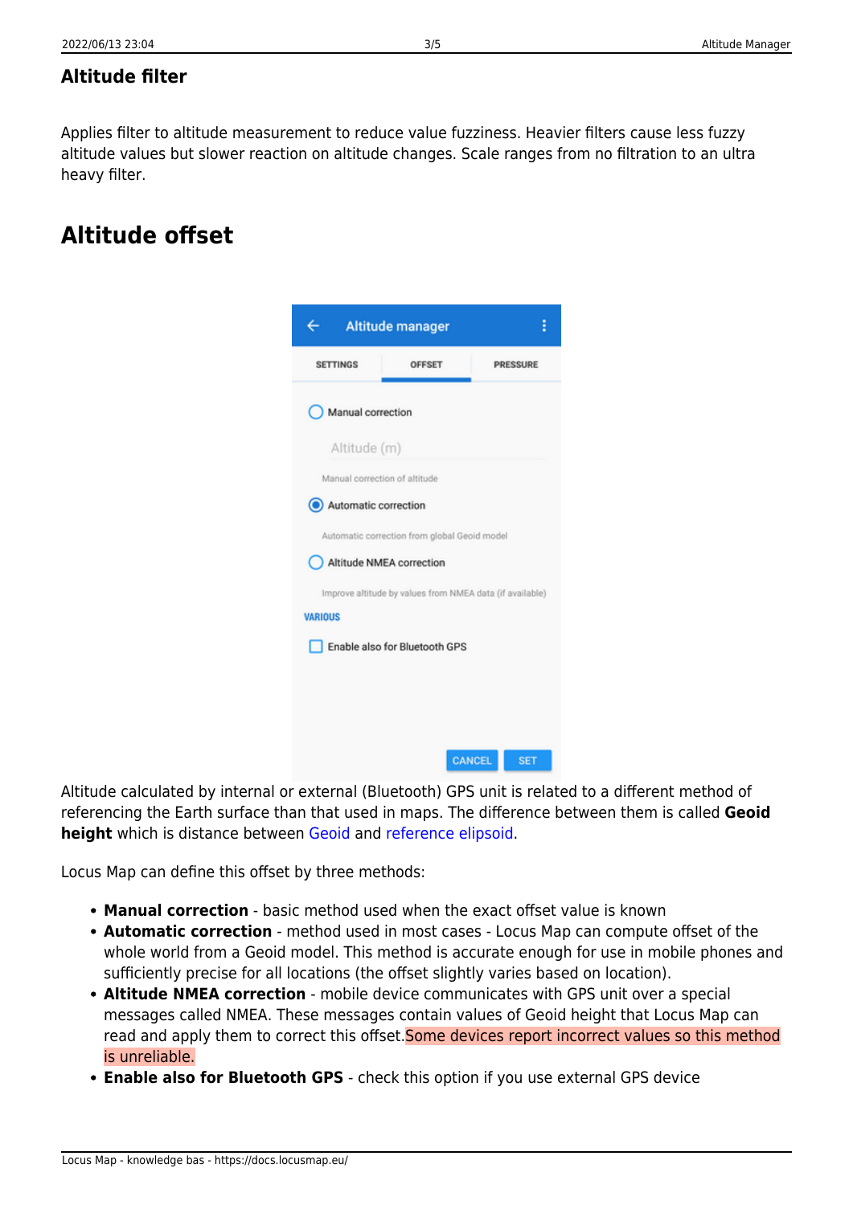### Altitude filter

Applies filter to altitude measurement to reduce value fuzziness. Heavier filters cause less fuzzy altitude values but slower reaction on altitude changes. Scale ranges from no filtration to an ultra heavy filter.

## Altitude offset

Altitude calculated by internal or external (Bluetooth) GPS unit is related to a different method of referencing the Earth surface than that used in maps. The difference between them is called **Geoid height** which is distance between Geoid and reference elipsoid.

Locus Map can define this offset by three methods:

- **Manual correction** - basic method used when the exact offset value is known
- **Automatic correction** - method used in most cases - Locus Map can compute offset of the whole world from a Geoid model. This method is accurate enough for use in mobile phones and sufficiently precise for all locations (the offset slightly varies based on location).
- **Altitude NMEA correction** - mobile device communicates with GPS unit over a special messages called NMEA. These messages contain values of Geoid height that Locus Map can read and apply them to correct this offset.Some devices report incorrect values so this method is unreliable.
- **Enable also for Bluetooth GPS** - check this option if you use external GPS device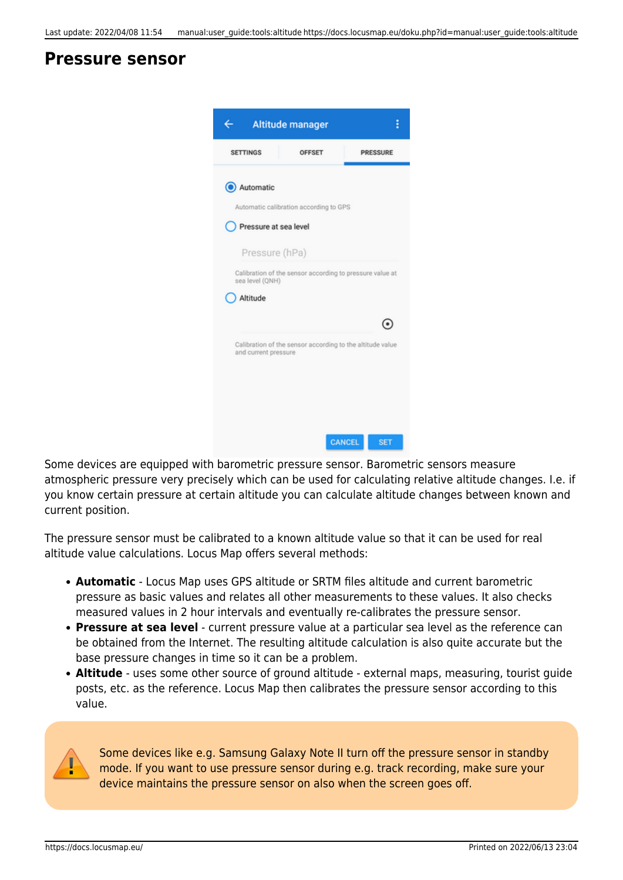# Pressure sensor

Some devices are equipped with barometric pressure sensor. Barometric sensors measure atmospheric pressure very precisely which can be used for calculating relative altitude changes. I.e. if you know certain pressure at certain altitude you can calculate altitude changes between known and current position.

The pressure sensor must be calibrated to a known altitude value so that it can be used for real altitude value calculations. Locus Map offers several methods:

- **Automatic** - Locus Map uses GPS altitude or SRTM files altitude and current barometric pressure as basic values and relates all other measurements to these values. It also checks measured values in 2 hour intervals and eventually re-calibrates the pressure sensor.
- **Pressure at sea level** - current pressure value at a particular sea level as the reference can be obtained from the Internet. The resulting altitude calculation is also quite accurate but the base pressure changes in time so it can be a problem.
- **Altitude** - uses some other source of ground altitude - external maps, measuring, tourist guide posts, etc. as the reference. Locus Map then calibrates the pressure sensor according to this value.

Some devices like e.g. Samsung Galaxy Note II turn off the pressure sensor in standby mode. If you want to use pressure sensor during e.g. track recording, make sure your device maintains the pressure sensor on also when the screen goes off.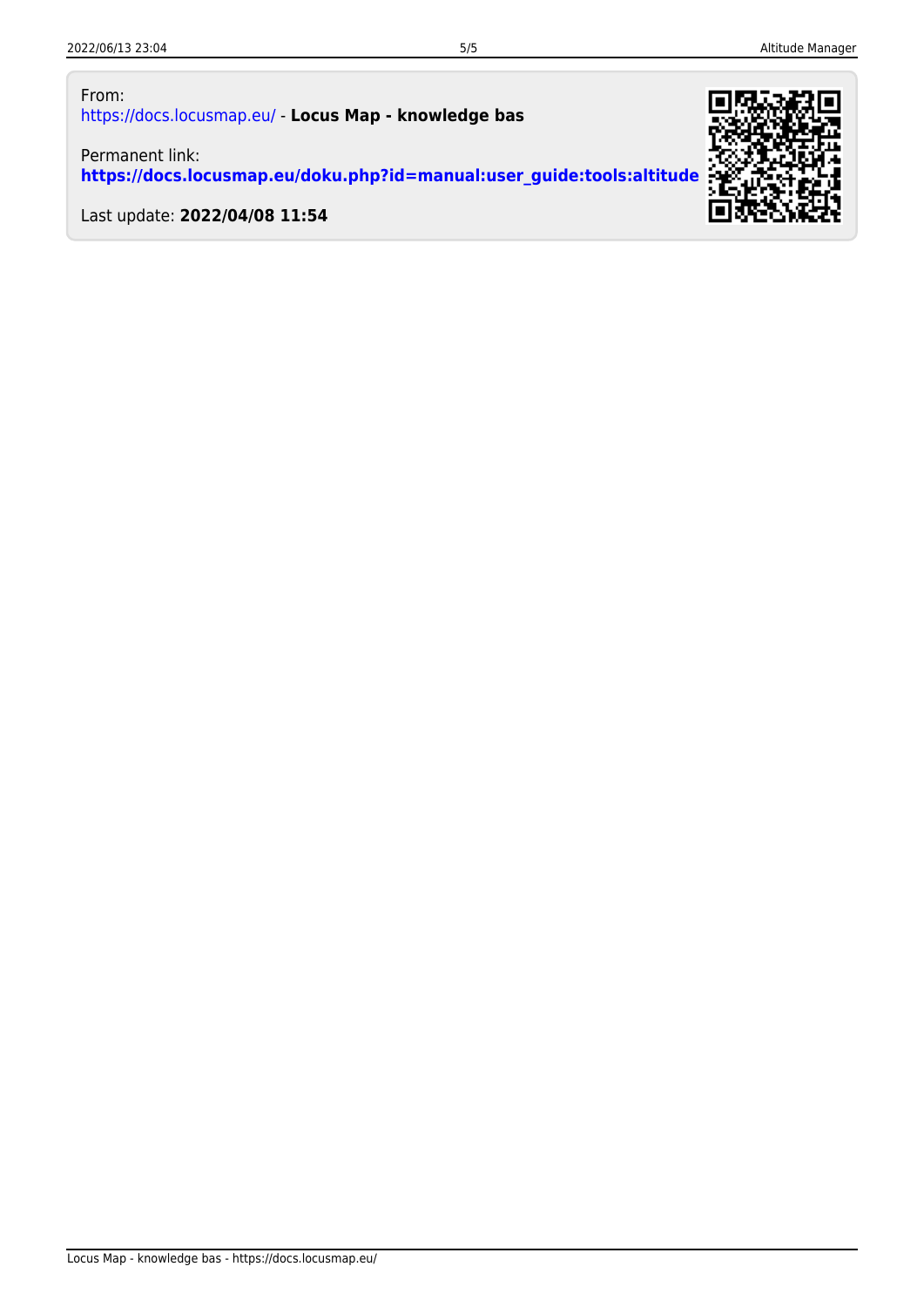From:
https://docs.locusmap.eu/ - **Locus Map - knowledge bas**

Permanent link:
**https://docs.locusmap.eu/doku.php?id=manual:user_guide:tools:altitude**

Last update: **2022/04/08 11:54**